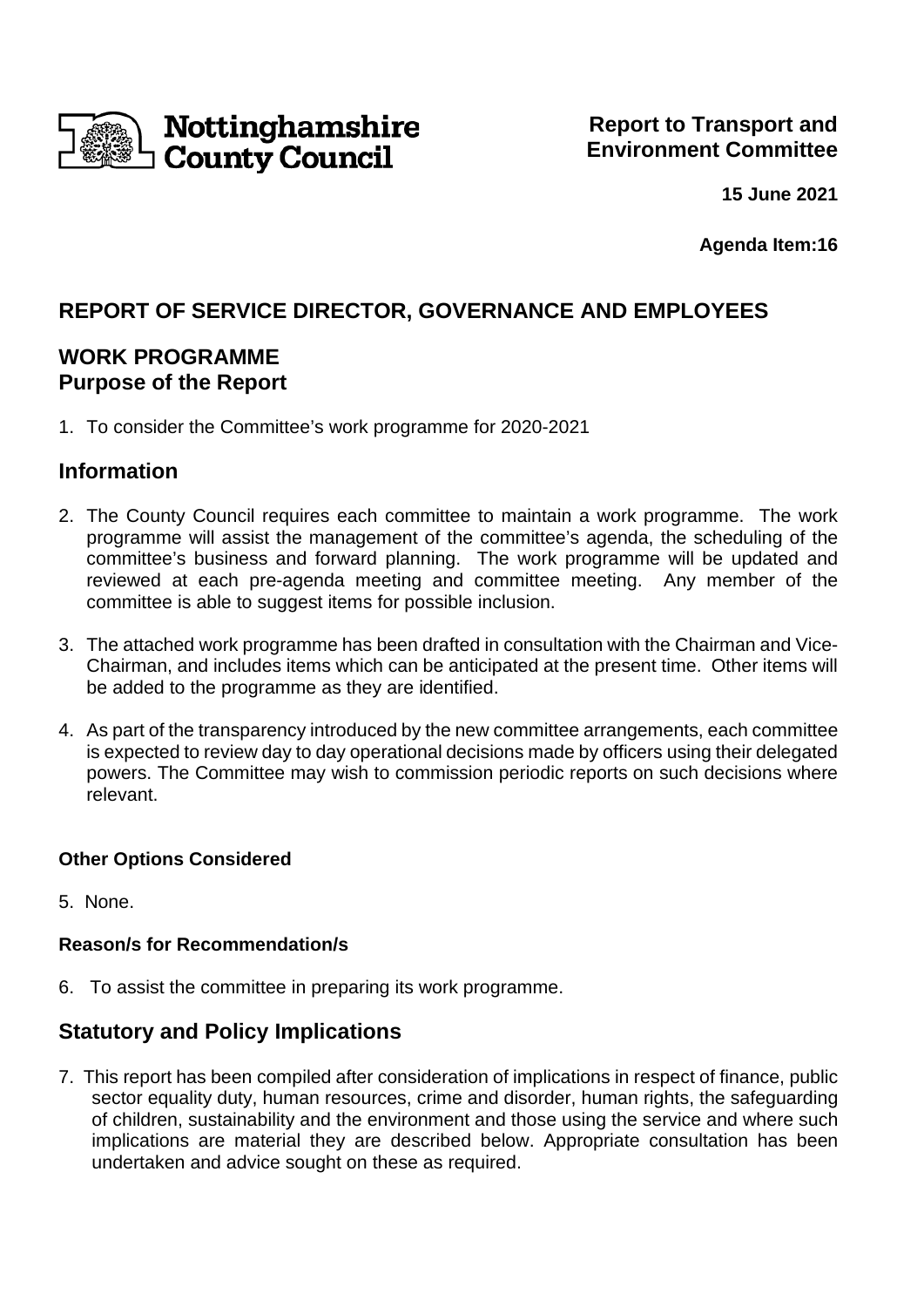**Nottinghamshire County Council**

**Report to Transport and Environment Committee**

**15 June 2021**

**Agenda Item:16**

## REPORT OF SERVICE DIRECTOR, GOVERNANCE AND EMPLOYEES

## WORK PROGRAMME

### Purpose of the Report

1. To consider the Committee's work programme for 2020-2021

## Information

2. The County Council requires each committee to maintain a work programme. The work programme will assist the management of the committee's agenda, the scheduling of the committee's business and forward planning. The work programme will be updated and reviewed at each pre-agenda meeting and committee meeting. Any member of the committee is able to suggest items for possible inclusion.

3. The attached work programme has been drafted in consultation with the Chairman and Vice-Chairman, and includes items which can be anticipated at the present time. Other items will be added to the programme as they are identified.

4. As part of the transparency introduced by the new committee arrangements, each committee is expected to review day to day operational decisions made by officers using their delegated powers. The Committee may wish to commission periodic reports on such decisions where relevant.

#### Other Options Considered

5. None.

#### Reason/s for Recommendation/s

6. To assist the committee in preparing its work programme.

## Statutory and Policy Implications

7. This report has been compiled after consideration of implications in respect of finance, public sector equality duty, human resources, crime and disorder, human rights, the safeguarding of children, sustainability and the environment and those using the service and where such implications are material they are described below. Appropriate consultation has been undertaken and advice sought on these as required.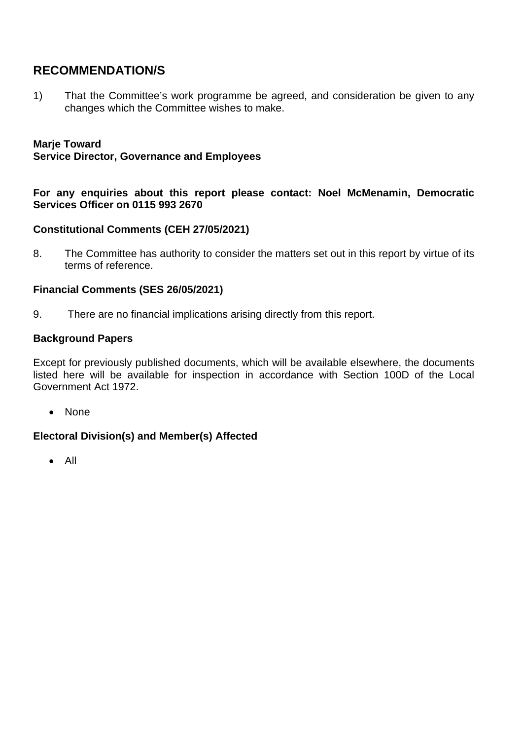## RECOMMENDATION/S

1) That the Committee's work programme be agreed, and consideration be given to any changes which the Committee wishes to make.

**Marje Toward**
**Service Director, Governance and Employees**

**For any enquiries about this report please contact: Noel McMenamin, Democratic Services Officer on 0115 993 2670**

### Constitutional Comments (CEH 27/05/2021)

8. The Committee has authority to consider the matters set out in this report by virtue of its terms of reference.

### Financial Comments (SES 26/05/2021)

9. There are no financial implications arising directly from this report.

### Background Papers

Except for previously published documents, which will be available elsewhere, the documents listed here will be available for inspection in accordance with Section 100D of the Local Government Act 1972.

- None

### Electoral Division(s) and Member(s) Affected

- All